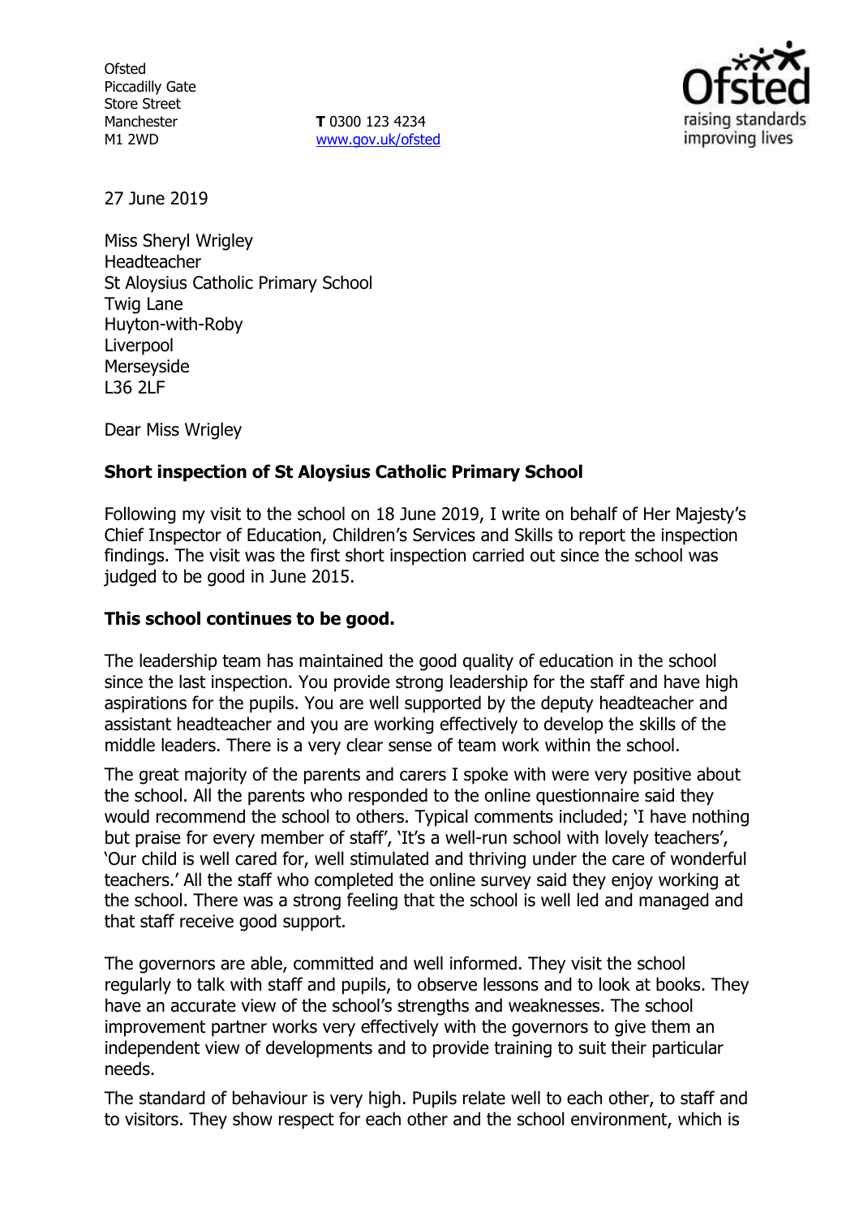Ofsted
Piccadilly Gate
Store Street
Manchester
M1 2WD

**T** 0300 123 4234
www.gov.uk/ofsted

27 June 2019

Miss Sheryl Wrigley
Headteacher
St Aloysius Catholic Primary School
Twig Lane
Huyton-with-Roby
Liverpool
Merseyside
L36 2LF

Dear Miss Wrigley

**Short inspection of St Aloysius Catholic Primary School**

Following my visit to the school on 18 June 2019, I write on behalf of Her Majesty's Chief Inspector of Education, Children's Services and Skills to report the inspection findings. The visit was the first short inspection carried out since the school was judged to be good in June 2015.

**This school continues to be good.**

The leadership team has maintained the good quality of education in the school since the last inspection. You provide strong leadership for the staff and have high aspirations for the pupils. You are well supported by the deputy headteacher and assistant headteacher and you are working effectively to develop the skills of the middle leaders. There is a very clear sense of team work within the school.

The great majority of the parents and carers I spoke with were very positive about the school. All the parents who responded to the online questionnaire said they would recommend the school to others. Typical comments included; 'I have nothing but praise for every member of staff', 'It's a well-run school with lovely teachers', 'Our child is well cared for, well stimulated and thriving under the care of wonderful teachers.' All the staff who completed the online survey said they enjoy working at the school. There was a strong feeling that the school is well led and managed and that staff receive good support.

The governors are able, committed and well informed. They visit the school regularly to talk with staff and pupils, to observe lessons and to look at books. They have an accurate view of the school's strengths and weaknesses. The school improvement partner works very effectively with the governors to give them an independent view of developments and to provide training to suit their particular needs.

The standard of behaviour is very high. Pupils relate well to each other, to staff and to visitors. They show respect for each other and the school environment, which is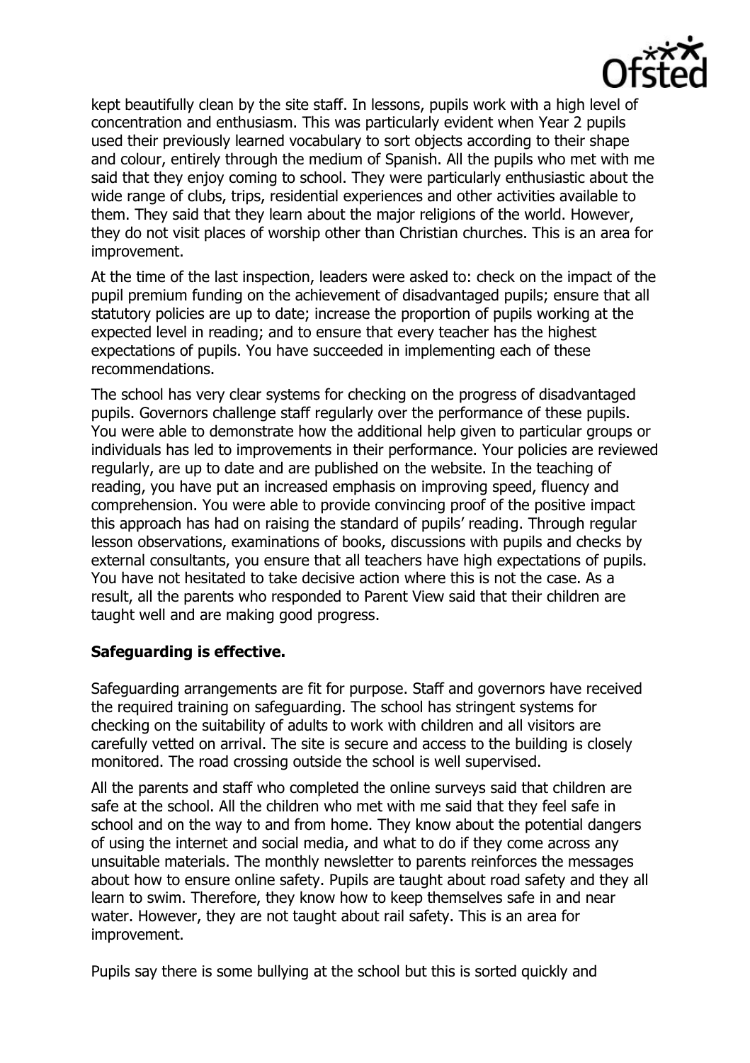kept beautifully clean by the site staff. In lessons, pupils work with a high level of concentration and enthusiasm. This was particularly evident when Year 2 pupils used their previously learned vocabulary to sort objects according to their shape and colour, entirely through the medium of Spanish. All the pupils who met with me said that they enjoy coming to school. They were particularly enthusiastic about the wide range of clubs, trips, residential experiences and other activities available to them. They said that they learn about the major religions of the world. However, they do not visit places of worship other than Christian churches. This is an area for improvement.

At the time of the last inspection, leaders were asked to: check on the impact of the pupil premium funding on the achievement of disadvantaged pupils; ensure that all statutory policies are up to date; increase the proportion of pupils working at the expected level in reading; and to ensure that every teacher has the highest expectations of pupils. You have succeeded in implementing each of these recommendations.

The school has very clear systems for checking on the progress of disadvantaged pupils. Governors challenge staff regularly over the performance of these pupils. You were able to demonstrate how the additional help given to particular groups or individuals has led to improvements in their performance. Your policies are reviewed regularly, are up to date and are published on the website. In the teaching of reading, you have put an increased emphasis on improving speed, fluency and comprehension. You were able to provide convincing proof of the positive impact this approach has had on raising the standard of pupils' reading. Through regular lesson observations, examinations of books, discussions with pupils and checks by external consultants, you ensure that all teachers have high expectations of pupils. You have not hesitated to take decisive action where this is not the case. As a result, all the parents who responded to Parent View said that their children are taught well and are making good progress.

**Safeguarding is effective.**

Safeguarding arrangements are fit for purpose. Staff and governors have received the required training on safeguarding. The school has stringent systems for checking on the suitability of adults to work with children and all visitors are carefully vetted on arrival. The site is secure and access to the building is closely monitored. The road crossing outside the school is well supervised.

All the parents and staff who completed the online surveys said that children are safe at the school. All the children who met with me said that they feel safe in school and on the way to and from home. They know about the potential dangers of using the internet and social media, and what to do if they come across any unsuitable materials. The monthly newsletter to parents reinforces the messages about how to ensure online safety. Pupils are taught about road safety and they all learn to swim. Therefore, they know how to keep themselves safe in and near water. However, they are not taught about rail safety. This is an area for improvement.

Pupils say there is some bullying at the school but this is sorted quickly and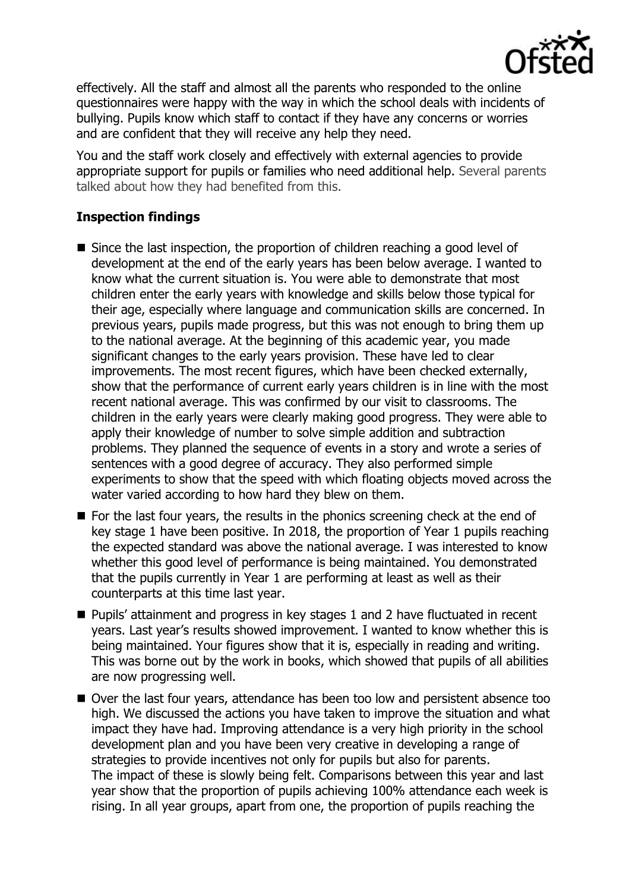effectively. All the staff and almost all the parents who responded to the online questionnaires were happy with the way in which the school deals with incidents of bullying. Pupils know which staff to contact if they have any concerns or worries and are confident that they will receive any help they need.

You and the staff work closely and effectively with external agencies to provide appropriate support for pupils or families who need additional help. Several parents talked about how they had benefited from this.

**Inspection findings**

- Since the last inspection, the proportion of children reaching a good level of development at the end of the early years has been below average. I wanted to know what the current situation is. You were able to demonstrate that most children enter the early years with knowledge and skills below those typical for their age, especially where language and communication skills are concerned. In previous years, pupils made progress, but this was not enough to bring them up to the national average. At the beginning of this academic year, you made significant changes to the early years provision. These have led to clear improvements. The most recent figures, which have been checked externally, show that the performance of current early years children is in line with the most recent national average. This was confirmed by our visit to classrooms. The children in the early years were clearly making good progress. They were able to apply their knowledge of number to solve simple addition and subtraction problems. They planned the sequence of events in a story and wrote a series of sentences with a good degree of accuracy. They also performed simple experiments to show that the speed with which floating objects moved across the water varied according to how hard they blew on them.
- For the last four years, the results in the phonics screening check at the end of key stage 1 have been positive. In 2018, the proportion of Year 1 pupils reaching the expected standard was above the national average. I was interested to know whether this good level of performance is being maintained. You demonstrated that the pupils currently in Year 1 are performing at least as well as their counterparts at this time last year.
- Pupils' attainment and progress in key stages 1 and 2 have fluctuated in recent years. Last year's results showed improvement. I wanted to know whether this is being maintained. Your figures show that it is, especially in reading and writing. This was borne out by the work in books, which showed that pupils of all abilities are now progressing well.
- Over the last four years, attendance has been too low and persistent absence too high. We discussed the actions you have taken to improve the situation and what impact they have had. Improving attendance is a very high priority in the school development plan and you have been very creative in developing a range of strategies to provide incentives not only for pupils but also for parents. The impact of these is slowly being felt. Comparisons between this year and last year show that the proportion of pupils achieving 100% attendance each week is rising. In all year groups, apart from one, the proportion of pupils reaching the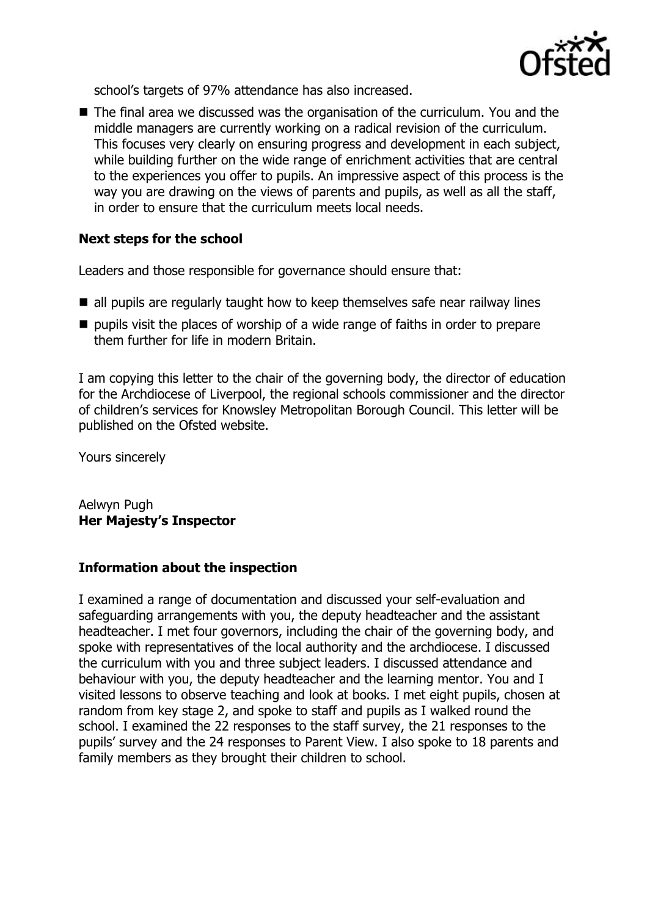school's targets of 97% attendance has also increased.

- The final area we discussed was the organisation of the curriculum. You and the middle managers are currently working on a radical revision of the curriculum. This focuses very clearly on ensuring progress and development in each subject, while building further on the wide range of enrichment activities that are central to the experiences you offer to pupils. An impressive aspect of this process is the way you are drawing on the views of parents and pupils, as well as all the staff, in order to ensure that the curriculum meets local needs.

### Next steps for the school

Leaders and those responsible for governance should ensure that:

- all pupils are regularly taught how to keep themselves safe near railway lines
- pupils visit the places of worship of a wide range of faiths in order to prepare them further for life in modern Britain.

I am copying this letter to the chair of the governing body, the director of education for the Archdiocese of Liverpool, the regional schools commissioner and the director of children's services for Knowsley Metropolitan Borough Council. This letter will be published on the Ofsted website.

Yours sincerely

Aelwyn Pugh
**Her Majesty's Inspector**

### Information about the inspection

I examined a range of documentation and discussed your self-evaluation and safeguarding arrangements with you, the deputy headteacher and the assistant headteacher. I met four governors, including the chair of the governing body, and spoke with representatives of the local authority and the archdiocese. I discussed the curriculum with you and three subject leaders. I discussed attendance and behaviour with you, the deputy headteacher and the learning mentor. You and I visited lessons to observe teaching and look at books. I met eight pupils, chosen at random from key stage 2, and spoke to staff and pupils as I walked round the school. I examined the 22 responses to the staff survey, the 21 responses to the pupils' survey and the 24 responses to Parent View. I also spoke to 18 parents and family members as they brought their children to school.